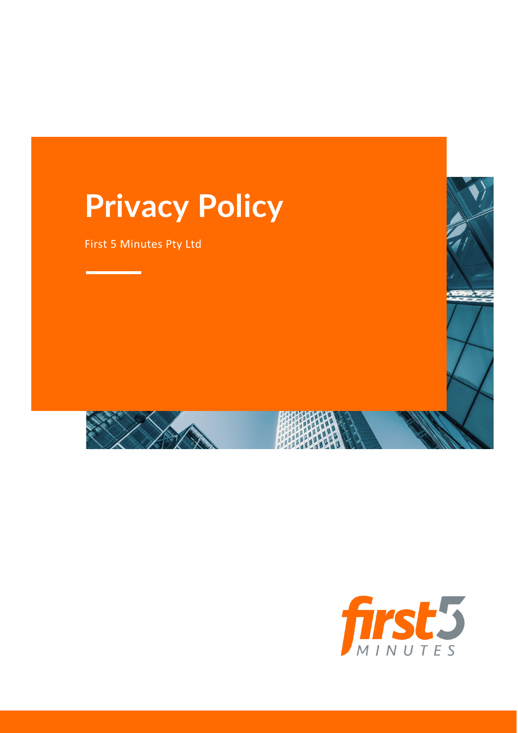# Privacy Policy

First 5 Minutes Pty Ltd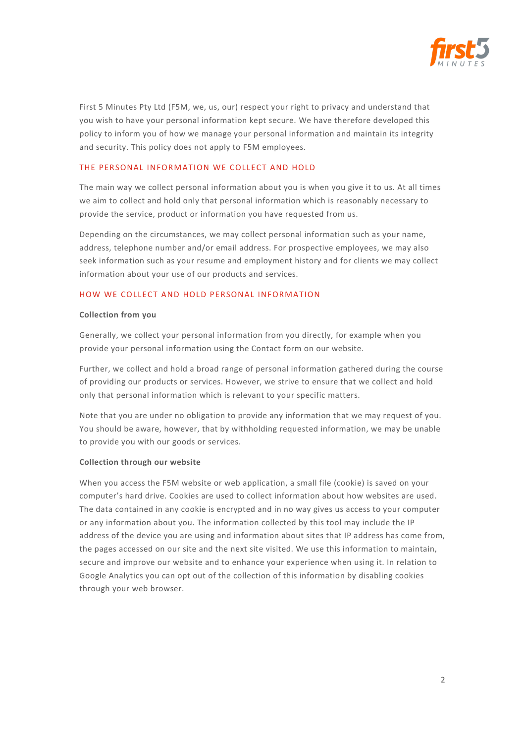First 5 Minutes Pty Ltd (F5M, we, us, our) respect your right to privacy and understand that you wish to have your personal information kept secure. We have therefore developed this policy to inform you of how we manage your personal information and maintain its integrity and security. This policy does not apply to F5M employees.

## THE PERSONAL INFORMATION WE COLLECT AND HOLD

The main way we collect personal information about you is when you give it to us. At all times we aim to collect and hold only that personal information which is reasonably necessary to provide the service, product or information you have requested from us.

Depending on the circumstances, we may collect personal information such as your name, address, telephone number and/or email address. For prospective employees, we may also seek information such as your resume and employment history and for clients we may collect information about your use of our products and services.

## HOW WE COLLECT AND HOLD PERSONAL INFORMATION

### Collection from you

Generally, we collect your personal information from you directly, for example when you provide your personal information using the Contact form on our website.

Further, we collect and hold a broad range of personal information gathered during the course of providing our products or services. However, we strive to ensure that we collect and hold only that personal information which is relevant to your specific matters.

Note that you are under no obligation to provide any information that we may request of you. You should be aware, however, that by withholding requested information, we may be unable to provide you with our goods or services.

### Collection through our website

When you access the F5M website or web application, a small file (cookie) is saved on your computer's hard drive. Cookies are used to collect information about how websites are used. The data contained in any cookie is encrypted and in no way gives us access to your computer or any information about you. The information collected by this tool may include the IP address of the device you are using and information about sites that IP address has come from, the pages accessed on our site and the next site visited. We use this information to maintain, secure and improve our website and to enhance your experience when using it. In relation to Google Analytics you can opt out of the collection of this information by disabling cookies through your web browser.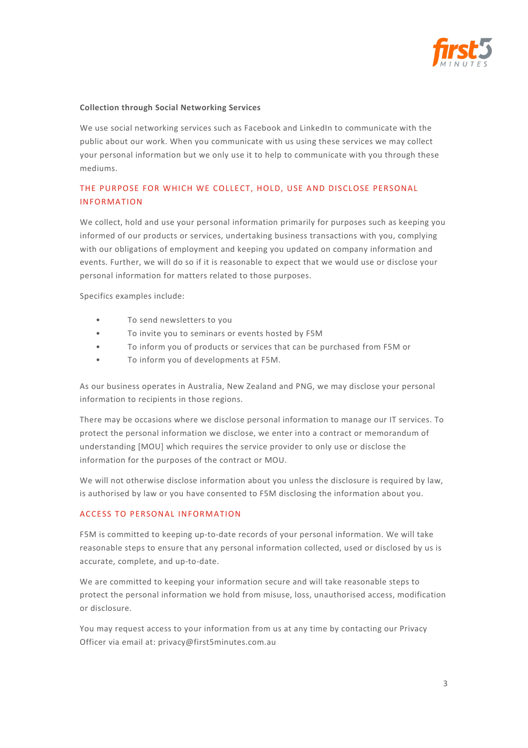**Collection through Social Networking Services**

We use social networking services such as Facebook and LinkedIn to communicate with the public about our work. When you communicate with us using these services we may collect your personal information but we only use it to help to communicate with you through these mediums.

## THE PURPOSE FOR WHICH WE COLLECT, HOLD, USE AND DISCLOSE PERSONAL INFORMATION

We collect, hold and use your personal information primarily for purposes such as keeping you informed of our products or services, undertaking business transactions with you, complying with our obligations of employment and keeping you updated on company information and events. Further, we will do so if it is reasonable to expect that we would use or disclose your personal information for matters related to those purposes.

Specifics examples include:

- To send newsletters to you
- To invite you to seminars or events hosted by F5M
- To inform you of products or services that can be purchased from F5M or
- To inform you of developments at F5M.

As our business operates in Australia, New Zealand and PNG, we may disclose your personal information to recipients in those regions.

There may be occasions where we disclose personal information to manage our IT services. To protect the personal information we disclose, we enter into a contract or memorandum of understanding [MOU] which requires the service provider to only use or disclose the information for the purposes of the contract or MOU.

We will not otherwise disclose information about you unless the disclosure is required by law, is authorised by law or you have consented to F5M disclosing the information about you.

## ACCESS TO PERSONAL INFORMATION

F5M is committed to keeping up-to-date records of your personal information. We will take reasonable steps to ensure that any personal information collected, used or disclosed by us is accurate, complete, and up-to-date.

We are committed to keeping your information secure and will take reasonable steps to protect the personal information we hold from misuse, loss, unauthorised access, modification or disclosure.

You may request access to your information from us at any time by contacting our Privacy Officer via email at: privacy@first5minutes.com.au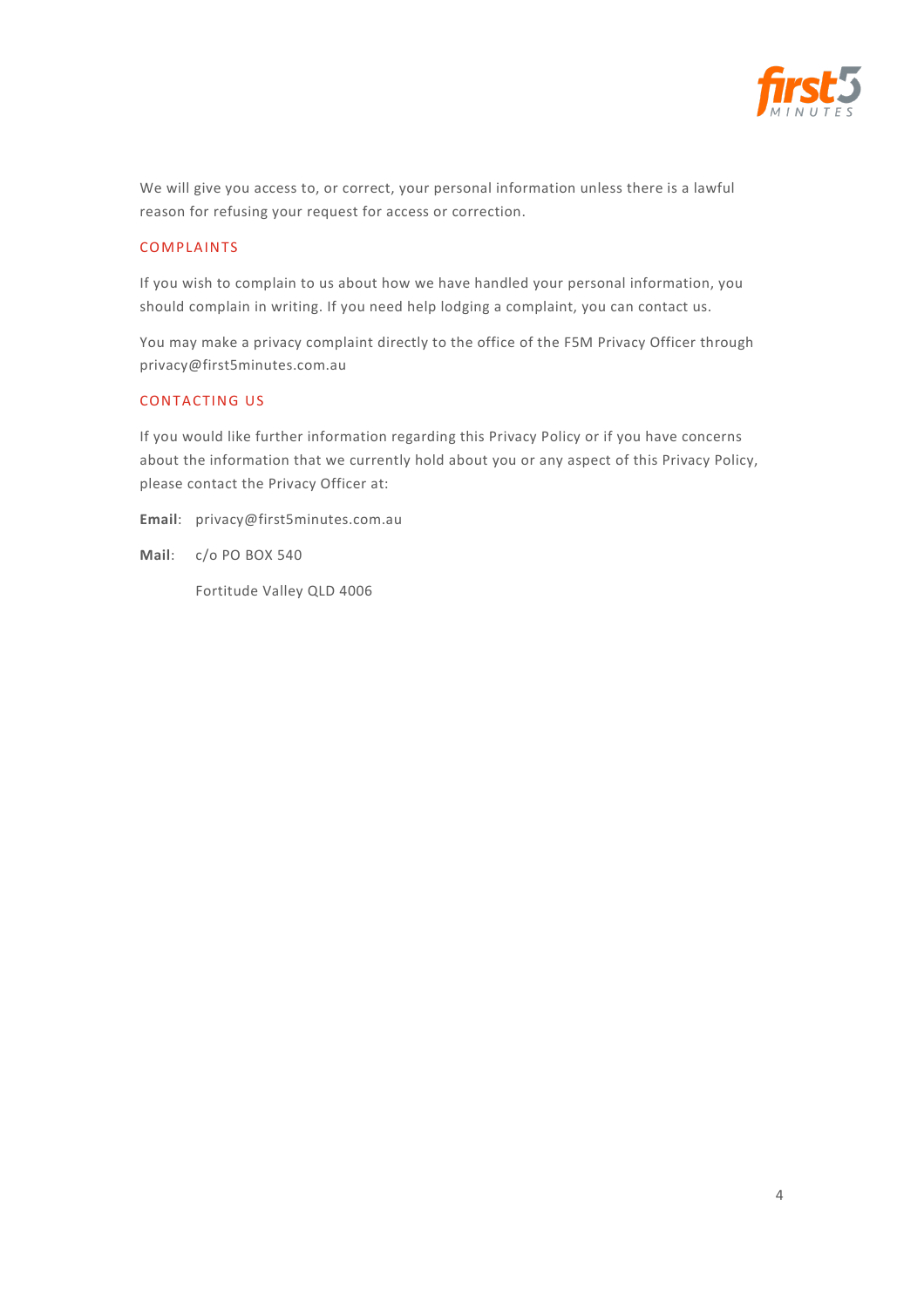We will give you access to, or correct, your personal information unless there is a lawful reason for refusing your request for access or correction.

## COMPLAINTS

If you wish to complain to us about how we have handled your personal information, you should complain in writing. If you need help lodging a complaint, you can contact us.

You may make a privacy complaint directly to the office of the F5M Privacy Officer through privacy@first5minutes.com.au

## CONTACTING US

If you would like further information regarding this Privacy Policy or if you have concerns about the information that we currently hold about you or any aspect of this Privacy Policy, please contact the Privacy Officer at:

**Email**: privacy@first5minutes.com.au

**Mail**: c/o PO BOX 540

Fortitude Valley QLD 4006